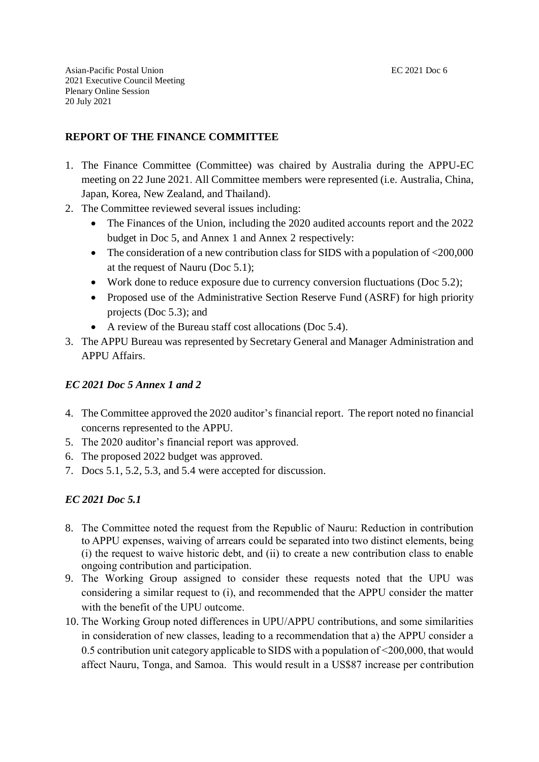Asian-Pacific Postal Union
2021 Executive Council Meeting
Plenary Online Session
20 July 2021

EC 2021 Doc 6

## REPORT OF THE FINANCE COMMITTEE

1. The Finance Committee (Committee) was chaired by Australia during the APPU-EC meeting on 22 June 2021. All Committee members were represented (i.e. Australia, China, Japan, Korea, New Zealand, and Thailand).
2. The Committee reviewed several issues including:
   - The Finances of the Union, including the 2020 audited accounts report and the 2022 budget in Doc 5, and Annex 1 and Annex 2 respectively:
   - The consideration of a new contribution class for SIDS with a population of <200,000 at the request of Nauru (Doc 5.1);
   - Work done to reduce exposure due to currency conversion fluctuations (Doc 5.2);
   - Proposed use of the Administrative Section Reserve Fund (ASRF) for high priority projects (Doc 5.3); and
   - A review of the Bureau staff cost allocations (Doc 5.4).
3. The APPU Bureau was represented by Secretary General and Manager Administration and APPU Affairs.

### *EC 2021 Doc 5 Annex 1 and 2*

4. The Committee approved the 2020 auditor's financial report. The report noted no financial concerns represented to the APPU.
5. The 2020 auditor's financial report was approved.
6. The proposed 2022 budget was approved.
7. Docs 5.1, 5.2, 5.3, and 5.4 were accepted for discussion.

### *EC 2021 Doc 5.1*

8. The Committee noted the request from the Republic of Nauru: Reduction in contribution to APPU expenses, waiving of arrears could be separated into two distinct elements, being (i) the request to waive historic debt, and (ii) to create a new contribution class to enable ongoing contribution and participation.
9. The Working Group assigned to consider these requests noted that the UPU was considering a similar request to (i), and recommended that the APPU consider the matter with the benefit of the UPU outcome.
10. The Working Group noted differences in UPU/APPU contributions, and some similarities in consideration of new classes, leading to a recommendation that a) the APPU consider a 0.5 contribution unit category applicable to SIDS with a population of <200,000, that would affect Nauru, Tonga, and Samoa. This would result in a US$87 increase per contribution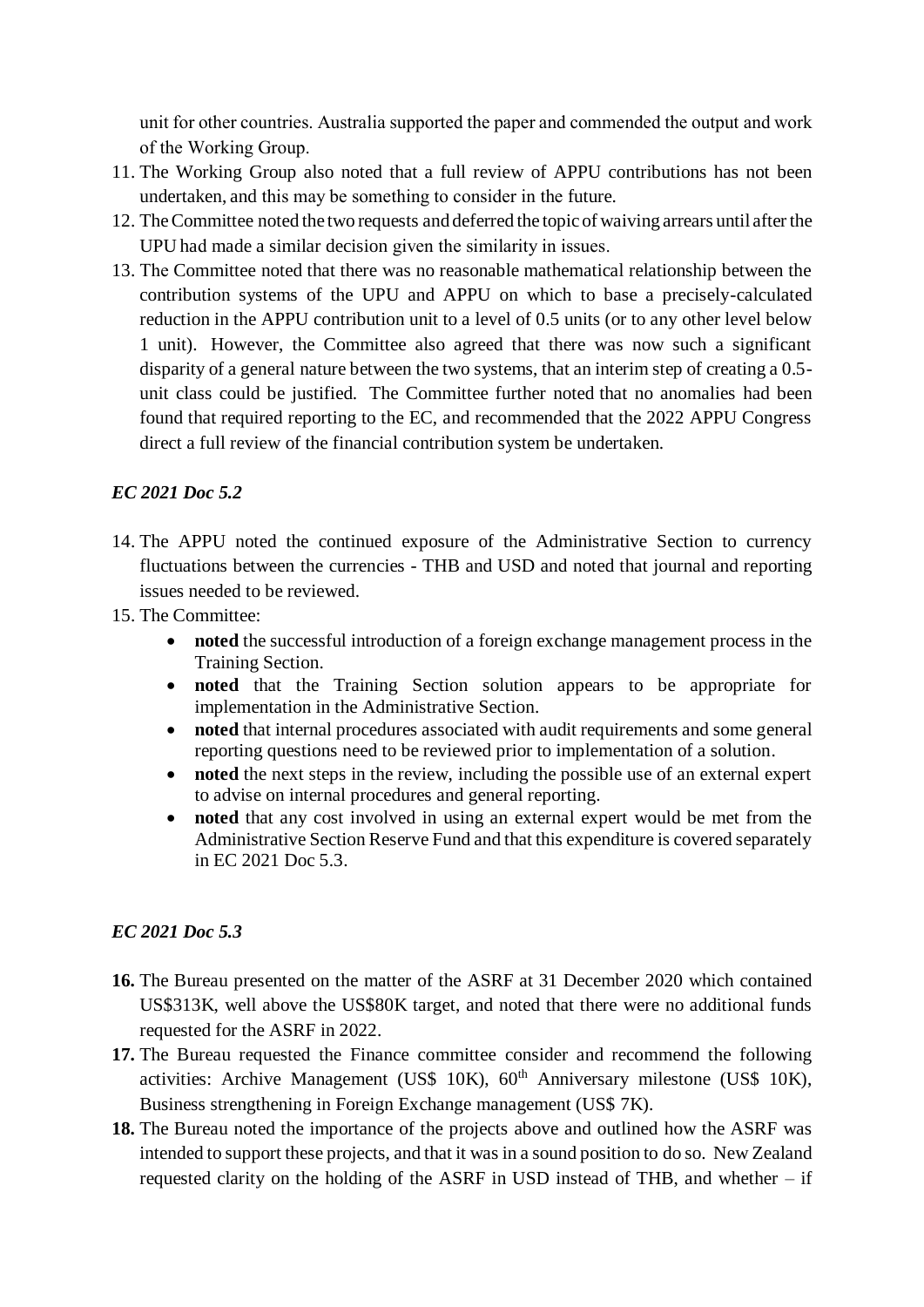unit for other countries. Australia supported the paper and commended the output and work of the Working Group.

11. The Working Group also noted that a full review of APPU contributions has not been undertaken, and this may be something to consider in the future.
12. The Committee noted the two requests and deferred the topic of waiving arrears until after the UPU had made a similar decision given the similarity in issues.
13. The Committee noted that there was no reasonable mathematical relationship between the contribution systems of the UPU and APPU on which to base a precisely-calculated reduction in the APPU contribution unit to a level of 0.5 units (or to any other level below 1 unit). However, the Committee also agreed that there was now such a significant disparity of a general nature between the two systems, that an interim step of creating a 0.5-unit class could be justified. The Committee further noted that no anomalies had been found that required reporting to the EC, and recommended that the 2022 APPU Congress direct a full review of the financial contribution system be undertaken.

*EC 2021 Doc 5.2*

14. The APPU noted the continued exposure of the Administrative Section to currency fluctuations between the currencies - THB and USD and noted that journal and reporting issues needed to be reviewed.
15. The Committee:
    - **noted** the successful introduction of a foreign exchange management process in the Training Section.
    - **noted** that the Training Section solution appears to be appropriate for implementation in the Administrative Section.
    - **noted** that internal procedures associated with audit requirements and some general reporting questions need to be reviewed prior to implementation of a solution.
    - **noted** the next steps in the review, including the possible use of an external expert to advise on internal procedures and general reporting.
    - **noted** that any cost involved in using an external expert would be met from the Administrative Section Reserve Fund and that this expenditure is covered separately in EC 2021 Doc 5.3.

*EC 2021 Doc 5.3*

16. The Bureau presented on the matter of the ASRF at 31 December 2020 which contained US$313K, well above the US$80K target, and noted that there were no additional funds requested for the ASRF in 2022.
17. The Bureau requested the Finance committee consider and recommend the following activities: Archive Management (US$ 10K), 60th Anniversary milestone (US$ 10K), Business strengthening in Foreign Exchange management (US$ 7K).
18. The Bureau noted the importance of the projects above and outlined how the ASRF was intended to support these projects, and that it was in a sound position to do so. New Zealand requested clarity on the holding of the ASRF in USD instead of THB, and whether – if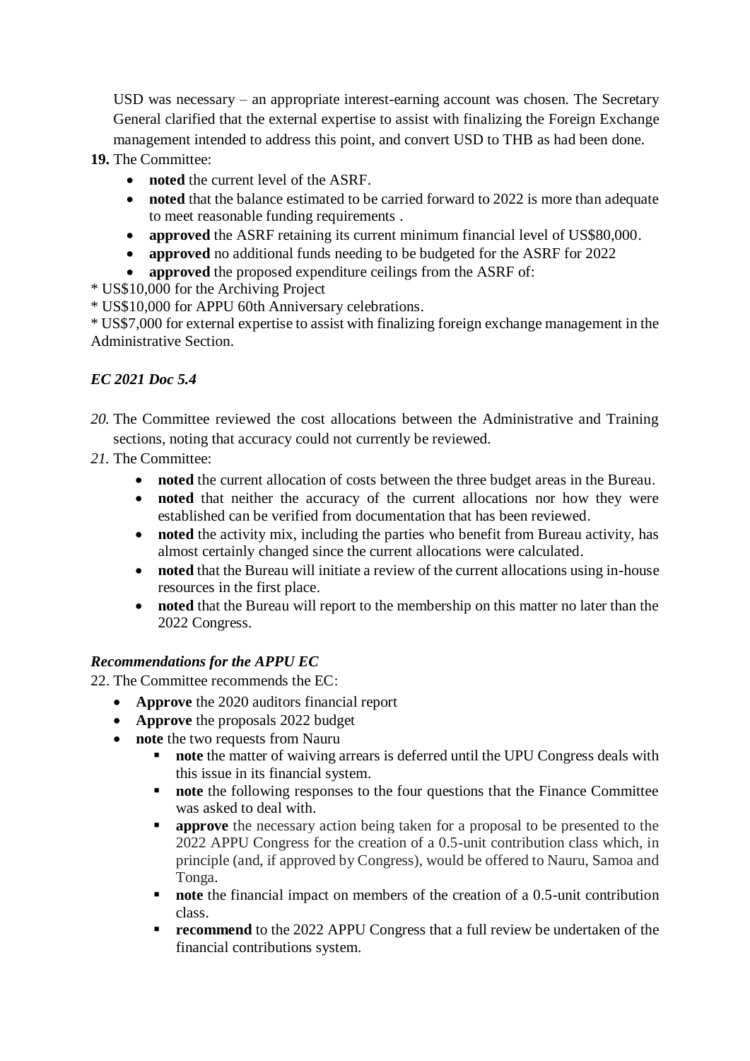USD was necessary – an appropriate interest-earning account was chosen. The Secretary General clarified that the external expertise to assist with finalizing the Foreign Exchange management intended to address this point, and convert USD to THB as had been done.

**19.** The Committee:

- **noted** the current level of the ASRF.
- **noted** that the balance estimated to be carried forward to 2022 is more than adequate to meet reasonable funding requirements .
- **approved** the ASRF retaining its current minimum financial level of US$80,000.
- **approved** no additional funds needing to be budgeted for the ASRF for 2022
- **approved** the proposed expenditure ceilings from the ASRF of:

* US$10,000 for the Archiving Project
* US$10,000 for APPU 60th Anniversary celebrations.
* US$7,000 for external expertise to assist with finalizing foreign exchange management in the Administrative Section.

***EC 2021 Doc 5.4***

*20.* The Committee reviewed the cost allocations between the Administrative and Training sections, noting that accuracy could not currently be reviewed.

*21.* The Committee:

- **noted** the current allocation of costs between the three budget areas in the Bureau.
- **noted** that neither the accuracy of the current allocations nor how they were established can be verified from documentation that has been reviewed.
- **noted** the activity mix, including the parties who benefit from Bureau activity, has almost certainly changed since the current allocations were calculated.
- **noted** that the Bureau will initiate a review of the current allocations using in-house resources in the first place.
- **noted** that the Bureau will report to the membership on this matter no later than the 2022 Congress.

***Recommendations for the APPU EC***

22. The Committee recommends the EC:

- **Approve** the 2020 auditors financial report
- **Approve** the proposals 2022 budget
- **note** the two requests from Nauru
  - **note** the matter of waiving arrears is deferred until the UPU Congress deals with this issue in its financial system.
  - **note** the following responses to the four questions that the Finance Committee was asked to deal with.
  - **approve** the necessary action being taken for a proposal to be presented to the 2022 APPU Congress for the creation of a 0.5-unit contribution class which, in principle (and, if approved by Congress), would be offered to Nauru, Samoa and Tonga.
  - **note** the financial impact on members of the creation of a 0.5-unit contribution class.
  - **recommend** to the 2022 APPU Congress that a full review be undertaken of the financial contributions system.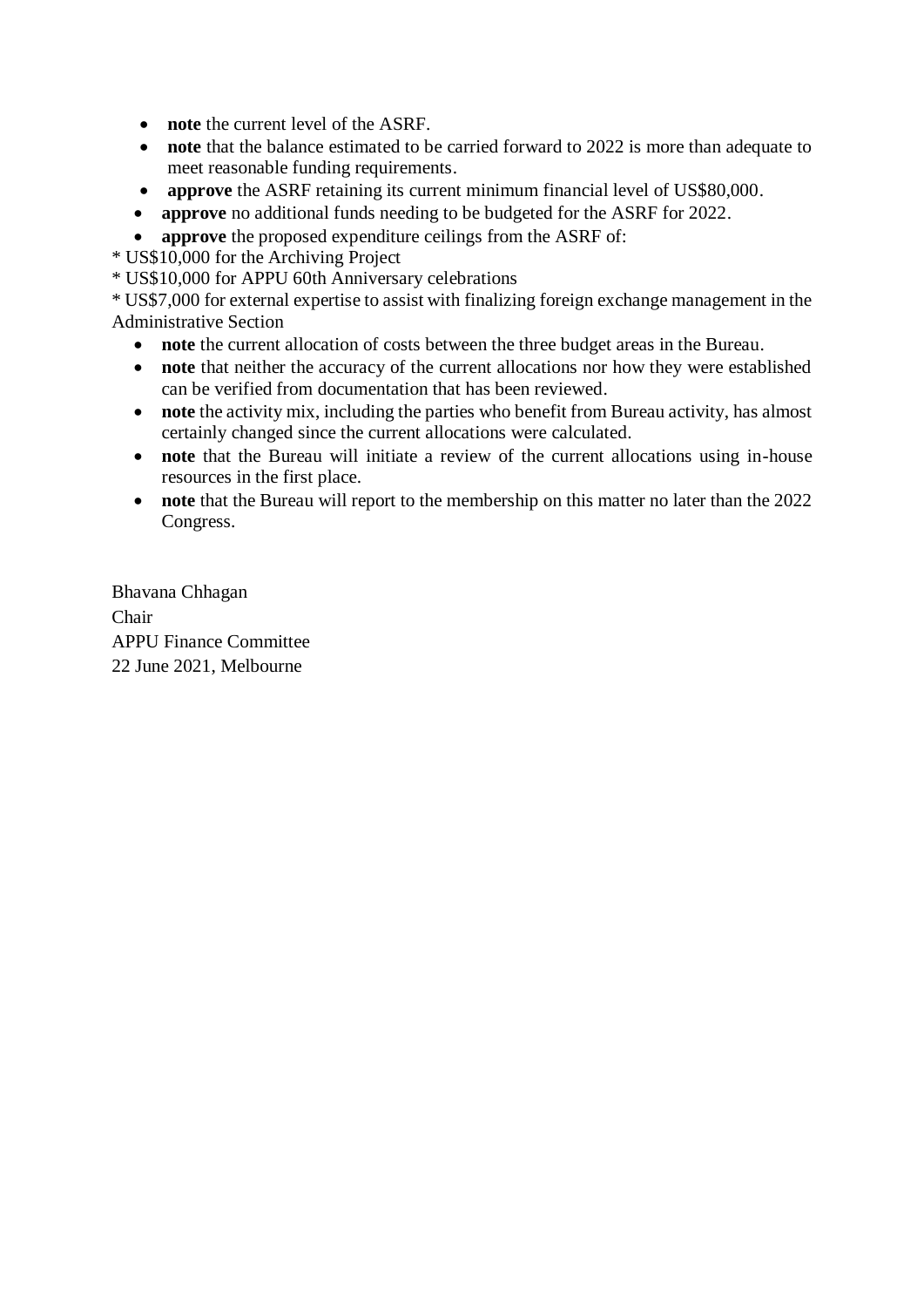- **note** the current level of the ASRF.
- **note** that the balance estimated to be carried forward to 2022 is more than adequate to meet reasonable funding requirements.
- **approve** the ASRF retaining its current minimum financial level of US$80,000.
- **approve** no additional funds needing to be budgeted for the ASRF for 2022.
- **approve** the proposed expenditure ceilings from the ASRF of:

* US$10,000 for the Archiving Project
* US$10,000 for APPU 60th Anniversary celebrations
* US$7,000 for external expertise to assist with finalizing foreign exchange management in the Administrative Section

- **note** the current allocation of costs between the three budget areas in the Bureau.
- **note** that neither the accuracy of the current allocations nor how they were established can be verified from documentation that has been reviewed.
- **note** the activity mix, including the parties who benefit from Bureau activity, has almost certainly changed since the current allocations were calculated.
- **note** that the Bureau will initiate a review of the current allocations using in-house resources in the first place.
- **note** that the Bureau will report to the membership on this matter no later than the 2022 Congress.

Bhavana Chhagan
Chair
APPU Finance Committee
22 June 2021, Melbourne